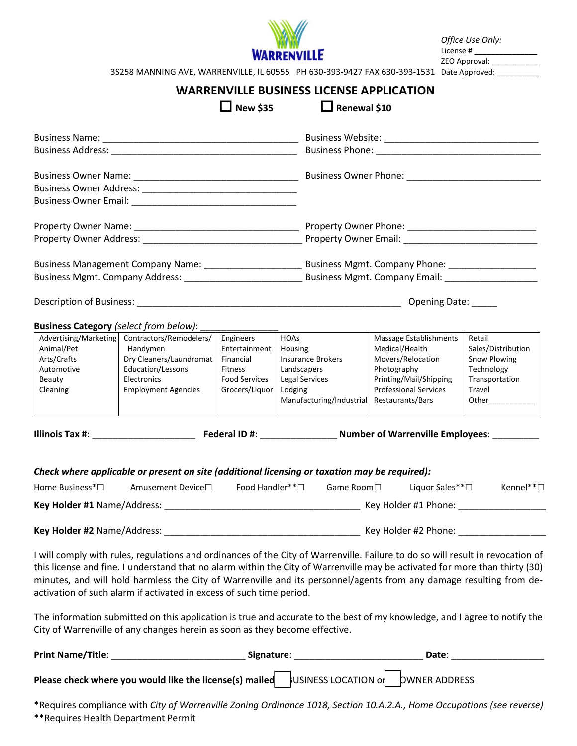WARRENVILLE

3S258 MANNING AVE, WARRENVILLE, IL 60555 PH 630-393-9427 FAX 630-393-1531

*Office Use Only:*
License # _______________
ZEO Approval: ___________
Date Approved: __________

# WARRENVILLE BUSINESS LICENSE APPLICATION

☐ **New $35** ☐ **Renewal $10**

Business Name: ______________________________________ Business Website: ______________________________
Business Address: ____________________________________ Business Phone: ________________________________

Business Owner Name: _______________________________ Business Owner Phone: __________________________
Business Owner Address: _____________________________
Business Owner Email: _______________________________

Property Owner Name: _______________________________ Property Owner Phone: _________________________
Property Owner Address: _____________________________ Property Owner Email: __________________________

Business Management Company Name: __________________ Business Mgmt. Company Phone: ________________
Business Mgmt. Company Address: ______________________ Business Mgmt. Company Email: _________________

Description of Business: ____________________________________________________ Opening Date: _____

**Business Category** *(select from below)*: ______________

| | | | | | |
|---|---|---|---|---|---|
| Advertising/Marketing | Contractors/Remodelers/ Handymen | Engineers | HOAs | Massage Establishments | Retail |
| Animal/Pet | Dry Cleaners/Laundromat | Entertainment | Housing | Medical/Health | Sales/Distribution |
| Arts/Crafts | Education/Lessons | Financial | Insurance Brokers | Movers/Relocation | Snow Plowing |
| Automotive | Electronics | Fitness | Landscapers | Photography | Technology |
| Beauty | Employment Agencies | Food Services | Legal Services | Printing/Mail/Shipping | Transportation |
| Cleaning | | Grocers/Liquor | Lodging | Professional Services | Travel |
| | | | Manufacturing/Industrial | Restaurants/Bars | Other__________ |

**Illinois Tax #**: ____________________ **Federal ID #**: ______________ **Number of Warrenville Employees**: _________

***Check where applicable or present on site (additional licensing or taxation may be required):***

Home Business*☐ Amusement Device☐ Food Handler**☐ Game Room☐ Liquor Sales**☐ Kennel**☐

**Key Holder #1** Name/Address: ______________________________________ Key Holder #1 Phone: _________________

**Key Holder #2** Name/Address: ______________________________________ Key Holder #2 Phone: _________________

I will comply with rules, regulations and ordinances of the City of Warrenville. Failure to do so will result in revocation of this license and fine. I understand that no alarm within the City of Warrenville may be activated for more than thirty (30) minutes, and will hold harmless the City of Warrenville and its personnel/agents from any damage resulting from de-activation of such alarm if activated in excess of such time period.

The information submitted on this application is true and accurate to the best of my knowledge, and I agree to notify the City of Warrenville of any changes herein as soon as they become effective.

**Print Name/Title**: _________________________ **Signature**: ________________________ **Date**: _________________

**Please check where you would like the license(s) mailed** ☐ BUSINESS LOCATION or ☐ OWNER ADDRESS

*Requires compliance with *City of Warrenville Zoning Ordinance 1018, Section 10.A.2.A., Home Occupations (see reverse)*
**Requires Health Department Permit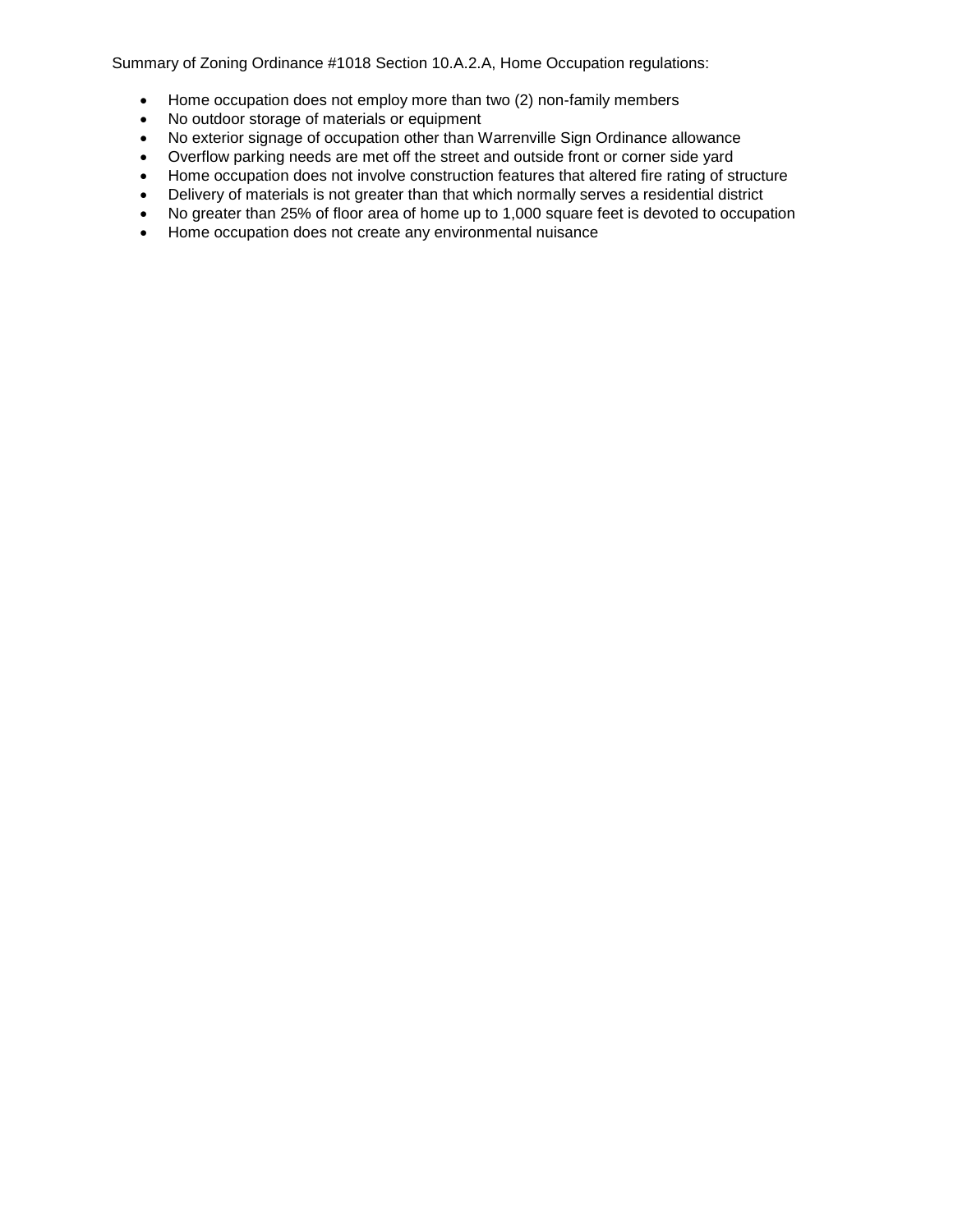Summary of Zoning Ordinance #1018 Section 10.A.2.A, Home Occupation regulations:

- Home occupation does not employ more than two (2) non-family members
- No outdoor storage of materials or equipment
- No exterior signage of occupation other than Warrenville Sign Ordinance allowance
- Overflow parking needs are met off the street and outside front or corner side yard
- Home occupation does not involve construction features that altered fire rating of structure
- Delivery of materials is not greater than that which normally serves a residential district
- No greater than 25% of floor area of home up to 1,000 square feet is devoted to occupation
- Home occupation does not create any environmental nuisance